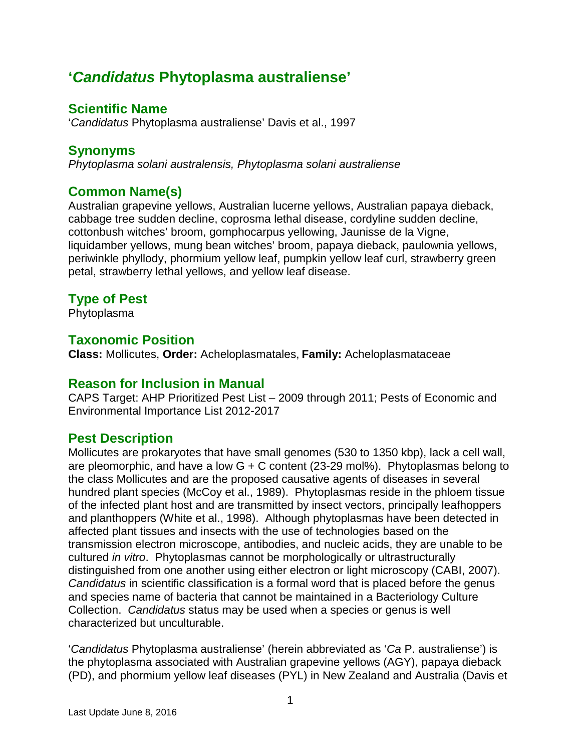# '*Candidatus* Phytoplasma australiense'

## Scientific Name

'*Candidatus* Phytoplasma australiense' Davis et al., 1997

## Synonyms

*Phytoplasma solani australensis, Phytoplasma solani australiense*

## Common Name(s)

Australian grapevine yellows, Australian lucerne yellows, Australian papaya dieback, cabbage tree sudden decline, coprosma lethal disease, cordyline sudden decline, cottonbush witches' broom, gomphocarpus yellowing, Jaunisse de la Vigne, liquidamber yellows, mung bean witches' broom, papaya dieback, paulownia yellows, periwinkle phyllody, phormium yellow leaf, pumpkin yellow leaf curl, strawberry green petal, strawberry lethal yellows, and yellow leaf disease.

## Type of Pest

Phytoplasma

## Taxonomic Position

**Class:** Mollicutes, **Order:** Acheloplasmatales, **Family:** Acheloplasmataceae

## Reason for Inclusion in Manual

CAPS Target: AHP Prioritized Pest List – 2009 through 2011; Pests of Economic and Environmental Importance List 2012-2017

## Pest Description

Mollicutes are prokaryotes that have small genomes (530 to 1350 kbp), lack a cell wall, are pleomorphic, and have a low G + C content (23-29 mol%). Phytoplasmas belong to the class Mollicutes and are the proposed causative agents of diseases in several hundred plant species (McCoy et al., 1989). Phytoplasmas reside in the phloem tissue of the infected plant host and are transmitted by insect vectors, principally leafhoppers and planthoppers (White et al., 1998). Although phytoplasmas have been detected in affected plant tissues and insects with the use of technologies based on the transmission electron microscope, antibodies, and nucleic acids, they are unable to be cultured *in vitro*. Phytoplasmas cannot be morphologically or ultrastructurally distinguished from one another using either electron or light microscopy (CABI, 2007). *Candidatus* in scientific classification is a formal word that is placed before the genus and species name of bacteria that cannot be maintained in a Bacteriology Culture Collection. *Candidatus* status may be used when a species or genus is well characterized but unculturable.

'*Candidatus* Phytoplasma australiense' (herein abbreviated as '*Ca* P. australiense') is the phytoplasma associated with Australian grapevine yellows (AGY), papaya dieback (PD), and phormium yellow leaf diseases (PYL) in New Zealand and Australia (Davis et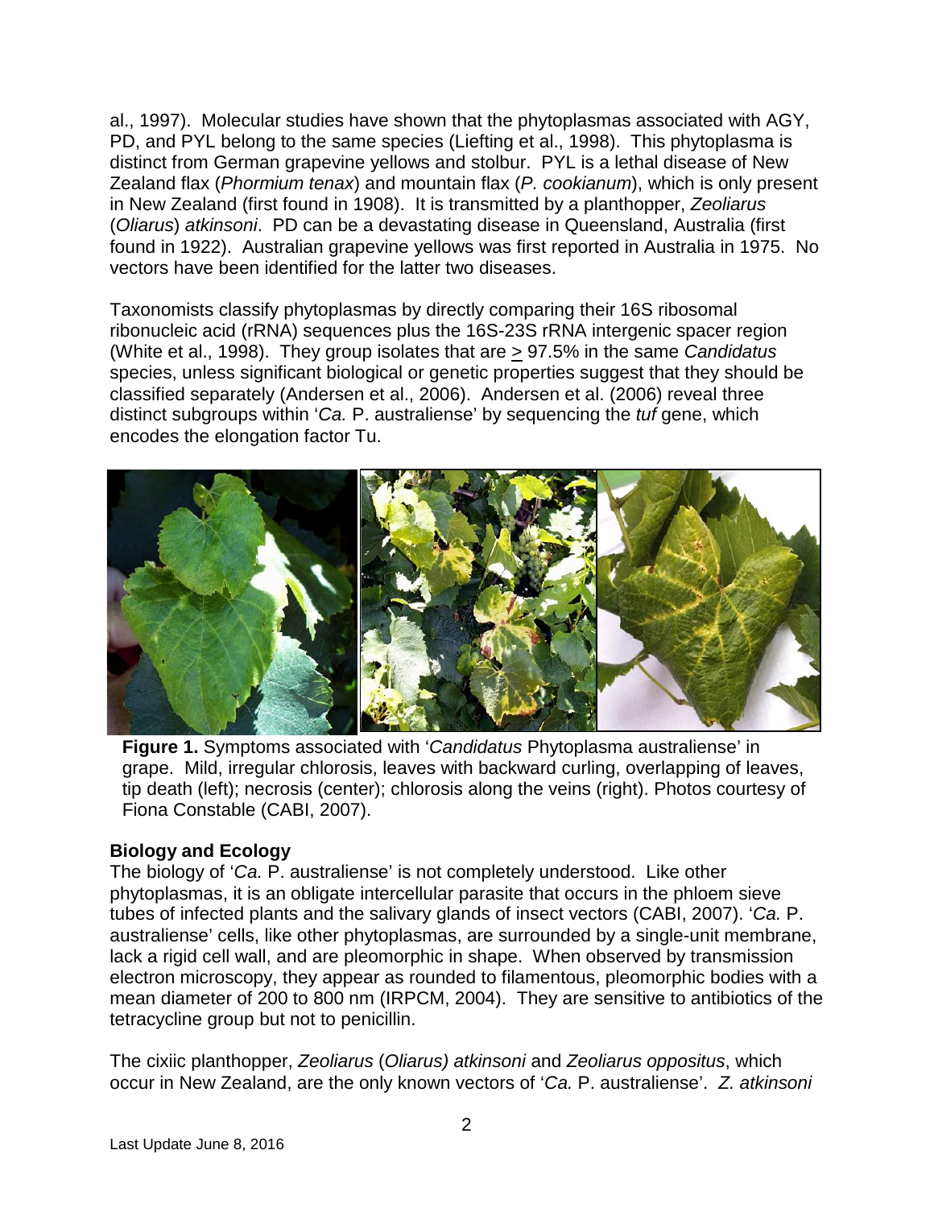al., 1997). Molecular studies have shown that the phytoplasmas associated with AGY, PD, and PYL belong to the same species (Liefting et al., 1998). This phytoplasma is distinct from German grapevine yellows and stolbur. PYL is a lethal disease of New Zealand flax (*Phormium tenax*) and mountain flax (*P. cookianum*), which is only present in New Zealand (first found in 1908). It is transmitted by a planthopper, *Zeoliarus* (*Oliarus*) *atkinsoni*. PD can be a devastating disease in Queensland, Australia (first found in 1922). Australian grapevine yellows was first reported in Australia in 1975. No vectors have been identified for the latter two diseases.

Taxonomists classify phytoplasmas by directly comparing their 16S ribosomal ribonucleic acid (rRNA) sequences plus the 16S-23S rRNA intergenic spacer region (White et al., 1998). They group isolates that are ≥ 97.5% in the same *Candidatus* species, unless significant biological or genetic properties suggest that they should be classified separately (Andersen et al., 2006). Andersen et al. (2006) reveal three distinct subgroups within '*Ca.* P. australiense' by sequencing the *tuf* gene, which encodes the elongation factor Tu.

**Figure 1.** Symptoms associated with '*Candidatus* Phytoplasma australiense' in grape. Mild, irregular chlorosis, leaves with backward curling, overlapping of leaves, tip death (left); necrosis (center); chlorosis along the veins (right). Photos courtesy of Fiona Constable (CABI, 2007).

### Biology and Ecology

The biology of '*Ca.* P. australiense' is not completely understood. Like other phytoplasmas, it is an obligate intercellular parasite that occurs in the phloem sieve tubes of infected plants and the salivary glands of insect vectors (CABI, 2007). '*Ca.* P. australiense' cells, like other phytoplasmas, are surrounded by a single-unit membrane, lack a rigid cell wall, and are pleomorphic in shape. When observed by transmission electron microscopy, they appear as rounded to filamentous, pleomorphic bodies with a mean diameter of 200 to 800 nm (IRPCM, 2004). They are sensitive to antibiotics of the tetracycline group but not to penicillin.

The cixiic planthopper, *Zeoliarus* (*Oliarus) atkinsoni* and *Zeoliarus oppositus*, which occur in New Zealand, are the only known vectors of '*Ca.* P. australiense'. *Z. atkinsoni*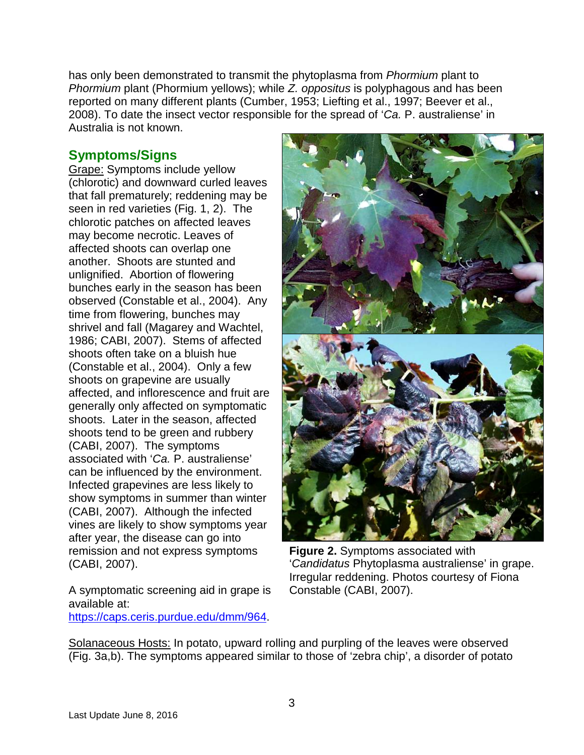has only been demonstrated to transmit the phytoplasma from *Phormium* plant to *Phormium* plant (Phormium yellows); while *Z. oppositus* is polyphagous and has been reported on many different plants (Cumber, 1953; Liefting et al., 1997; Beever et al., 2008). To date the insect vector responsible for the spread of '*Ca.* P. australiense' in Australia is not known.

## Symptoms/Signs

Grape: Symptoms include yellow (chlorotic) and downward curled leaves that fall prematurely; reddening may be seen in red varieties (Fig. 1, 2). The chlorotic patches on affected leaves may become necrotic. Leaves of affected shoots can overlap one another. Shoots are stunted and unlignified. Abortion of flowering bunches early in the season has been observed (Constable et al., 2004). Any time from flowering, bunches may shrivel and fall (Magarey and Wachtel, 1986; CABI, 2007). Stems of affected shoots often take on a bluish hue (Constable et al., 2004). Only a few shoots on grapevine are usually affected, and inflorescence and fruit are generally only affected on symptomatic shoots. Later in the season, affected shoots tend to be green and rubbery (CABI, 2007). The symptoms associated with '*Ca.* P. australiense' can be influenced by the environment. Infected grapevines are less likely to show symptoms in summer than winter (CABI, 2007). Although the infected vines are likely to show symptoms year after year, the disease can go into remission and not express symptoms (CABI, 2007).

**Figure 2.** Symptoms associated with '*Candidatus* Phytoplasma australiense' in grape. Irregular reddening. Photos courtesy of Fiona Constable (CABI, 2007).

A symptomatic screening aid in grape is available at: https://caps.ceris.purdue.edu/dmm/964.

Solanaceous Hosts: In potato, upward rolling and purpling of the leaves were observed (Fig. 3a,b). The symptoms appeared similar to those of 'zebra chip', a disorder of potato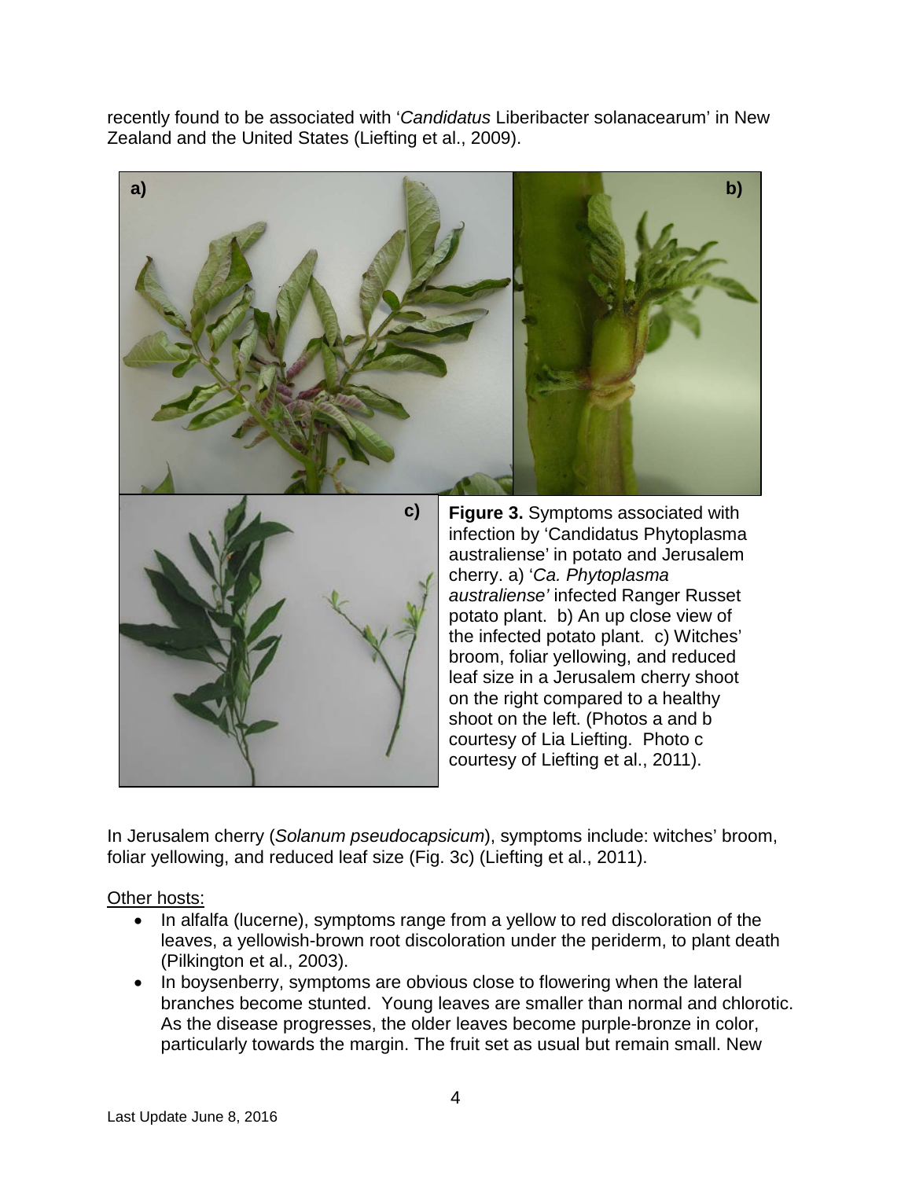recently found to be associated with '*Candidatus* Liberibacter solanacearum' in New Zealand and the United States (Liefting et al., 2009).

**Figure 3.** Symptoms associated with infection by 'Candidatus Phytoplasma australiense' in potato and Jerusalem cherry. a) '*Ca. Phytoplasma australiense'* infected Ranger Russet potato plant. b) An up close view of the infected potato plant. c) Witches' broom, foliar yellowing, and reduced leaf size in a Jerusalem cherry shoot on the right compared to a healthy shoot on the left. (Photos a and b courtesy of Lia Liefting. Photo c courtesy of Liefting et al., 2011).

In Jerusalem cherry (*Solanum pseudocapsicum*), symptoms include: witches' broom, foliar yellowing, and reduced leaf size (Fig. 3c) (Liefting et al., 2011).

Other hosts:

- In alfalfa (lucerne), symptoms range from a yellow to red discoloration of the leaves, a yellowish-brown root discoloration under the periderm, to plant death (Pilkington et al., 2003).
- In boysenberry, symptoms are obvious close to flowering when the lateral branches become stunted. Young leaves are smaller than normal and chlorotic. As the disease progresses, the older leaves become purple-bronze in color, particularly towards the margin. The fruit set as usual but remain small. New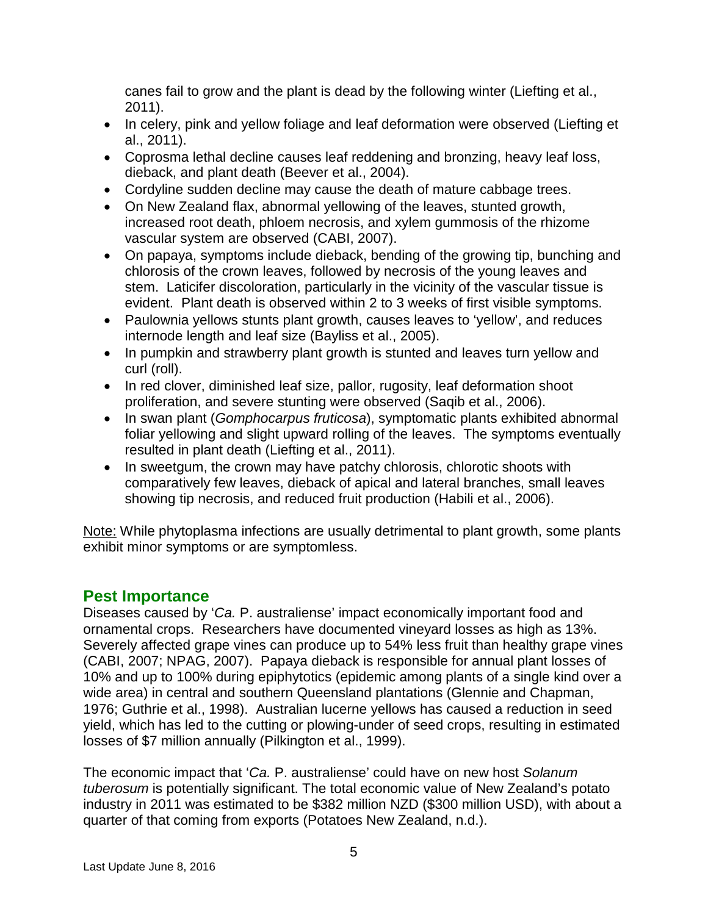canes fail to grow and the plant is dead by the following winter (Liefting et al., 2011).

- In celery, pink and yellow foliage and leaf deformation were observed (Liefting et al., 2011).
- Coprosma lethal decline causes leaf reddening and bronzing, heavy leaf loss, dieback, and plant death (Beever et al., 2004).
- Cordyline sudden decline may cause the death of mature cabbage trees.
- On New Zealand flax, abnormal yellowing of the leaves, stunted growth, increased root death, phloem necrosis, and xylem gummosis of the rhizome vascular system are observed (CABI, 2007).
- On papaya, symptoms include dieback, bending of the growing tip, bunching and chlorosis of the crown leaves, followed by necrosis of the young leaves and stem. Laticifer discoloration, particularly in the vicinity of the vascular tissue is evident. Plant death is observed within 2 to 3 weeks of first visible symptoms.
- Paulownia yellows stunts plant growth, causes leaves to 'yellow', and reduces internode length and leaf size (Bayliss et al., 2005).
- In pumpkin and strawberry plant growth is stunted and leaves turn yellow and curl (roll).
- In red clover, diminished leaf size, pallor, rugosity, leaf deformation shoot proliferation, and severe stunting were observed (Saqib et al., 2006).
- In swan plant (*Gomphocarpus fruticosa*), symptomatic plants exhibited abnormal foliar yellowing and slight upward rolling of the leaves. The symptoms eventually resulted in plant death (Liefting et al., 2011).
- In sweetgum, the crown may have patchy chlorosis, chlorotic shoots with comparatively few leaves, dieback of apical and lateral branches, small leaves showing tip necrosis, and reduced fruit production (Habili et al., 2006).

<u>Note:</u> While phytoplasma infections are usually detrimental to plant growth, some plants exhibit minor symptoms or are symptomless.

## Pest Importance

Diseases caused by '*Ca.* P. australiense' impact economically important food and ornamental crops. Researchers have documented vineyard losses as high as 13%. Severely affected grape vines can produce up to 54% less fruit than healthy grape vines (CABI, 2007; NPAG, 2007). Papaya dieback is responsible for annual plant losses of 10% and up to 100% during epiphytotics (epidemic among plants of a single kind over a wide area) in central and southern Queensland plantations (Glennie and Chapman, 1976; Guthrie et al., 1998). Australian lucerne yellows has caused a reduction in seed yield, which has led to the cutting or plowing-under of seed crops, resulting in estimated losses of $7 million annually (Pilkington et al., 1999).

The economic impact that '*Ca.* P. australiense' could have on new host *Solanum tuberosum* is potentially significant. The total economic value of New Zealand's potato industry in 2011 was estimated to be $382 million NZD ($300 million USD), with about a quarter of that coming from exports (Potatoes New Zealand, n.d.).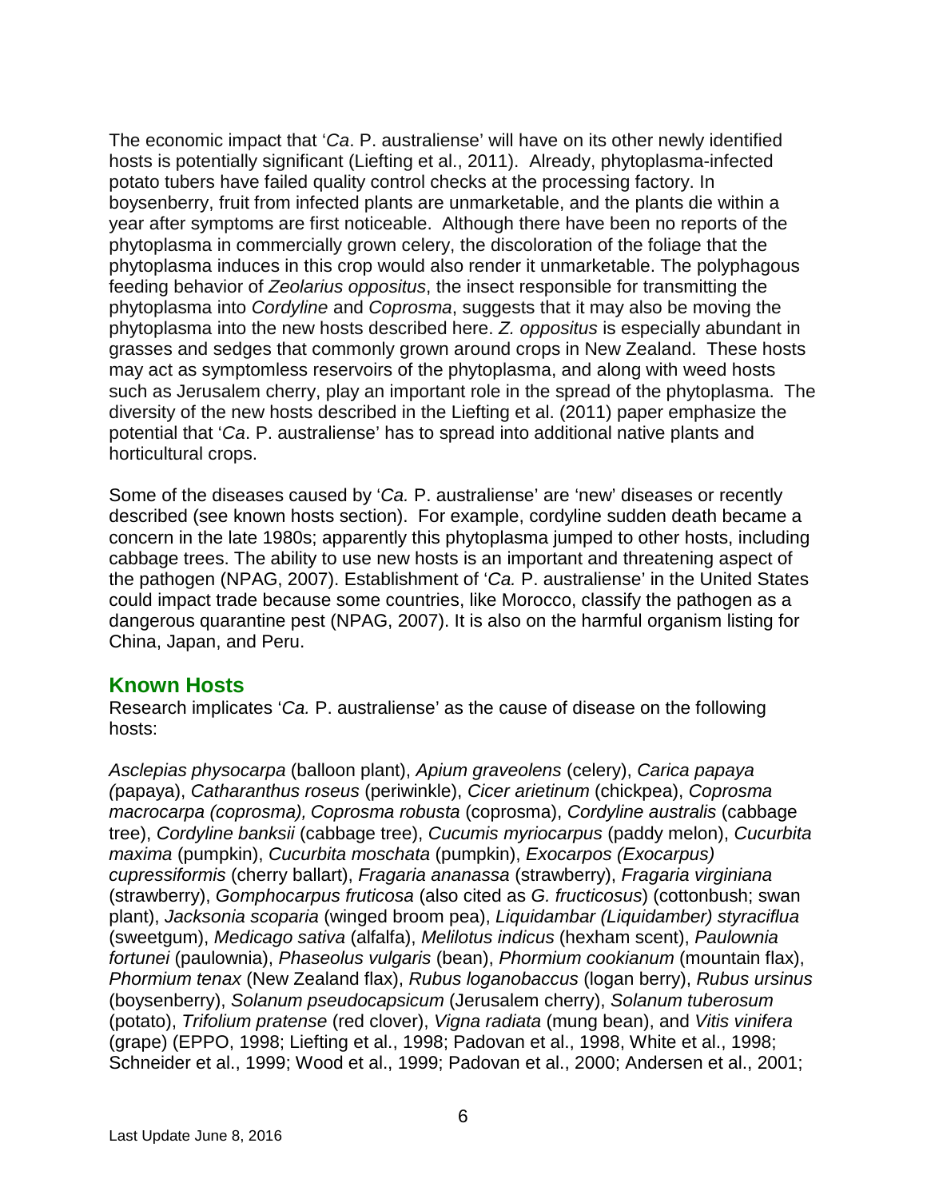The economic impact that '*Ca*. P. australiense' will have on its other newly identified hosts is potentially significant (Liefting et al., 2011). Already, phytoplasma-infected potato tubers have failed quality control checks at the processing factory. In boysenberry, fruit from infected plants are unmarketable, and the plants die within a year after symptoms are first noticeable. Although there have been no reports of the phytoplasma in commercially grown celery, the discoloration of the foliage that the phytoplasma induces in this crop would also render it unmarketable. The polyphagous feeding behavior of *Zeolarius oppositus*, the insect responsible for transmitting the phytoplasma into *Cordyline* and *Coprosma*, suggests that it may also be moving the phytoplasma into the new hosts described here. *Z. oppositus* is especially abundant in grasses and sedges that commonly grown around crops in New Zealand. These hosts may act as symptomless reservoirs of the phytoplasma, and along with weed hosts such as Jerusalem cherry, play an important role in the spread of the phytoplasma. The diversity of the new hosts described in the Liefting et al. (2011) paper emphasize the potential that '*Ca*. P. australiense' has to spread into additional native plants and horticultural crops.

Some of the diseases caused by '*Ca.* P. australiense' are 'new' diseases or recently described (see known hosts section). For example, cordyline sudden death became a concern in the late 1980s; apparently this phytoplasma jumped to other hosts, including cabbage trees. The ability to use new hosts is an important and threatening aspect of the pathogen (NPAG, 2007). Establishment of '*Ca.* P. australiense' in the United States could impact trade because some countries, like Morocco, classify the pathogen as a dangerous quarantine pest (NPAG, 2007). It is also on the harmful organism listing for China, Japan, and Peru.

## Known Hosts

Research implicates '*Ca.* P. australiense' as the cause of disease on the following hosts:

*Asclepias physocarpa* (balloon plant), *Apium graveolens* (celery), *Carica papaya (*papaya), *Catharanthus roseus* (periwinkle), *Cicer arietinum* (chickpea), *Coprosma macrocarpa (coprosma), Coprosma robusta* (coprosma), *Cordyline australis* (cabbage tree), *Cordyline banksii* (cabbage tree), *Cucumis myriocarpus* (paddy melon), *Cucurbita maxima* (pumpkin), *Cucurbita moschata* (pumpkin), *Exocarpos (Exocarpus) cupressiformis* (cherry ballart), *Fragaria ananassa* (strawberry), *Fragaria virginiana* (strawberry), *Gomphocarpus fruticosa* (also cited as *G. fructicosus*) (cottonbush; swan plant), *Jacksonia scoparia* (winged broom pea), *Liquidambar (Liquidamber) styraciflua* (sweetgum), *Medicago sativa* (alfalfa), *Melilotus indicus* (hexham scent), *Paulownia fortunei* (paulownia), *Phaseolus vulgaris* (bean), *Phormium cookianum* (mountain flax), *Phormium tenax* (New Zealand flax), *Rubus loganobaccus* (logan berry), *Rubus ursinus* (boysenberry), *Solanum pseudocapsicum* (Jerusalem cherry), *Solanum tuberosum* (potato), *Trifolium pratense* (red clover), *Vigna radiata* (mung bean), and *Vitis vinifera* (grape) (EPPO, 1998; Liefting et al., 1998; Padovan et al., 1998, White et al., 1998; Schneider et al., 1999; Wood et al., 1999; Padovan et al., 2000; Andersen et al., 2001;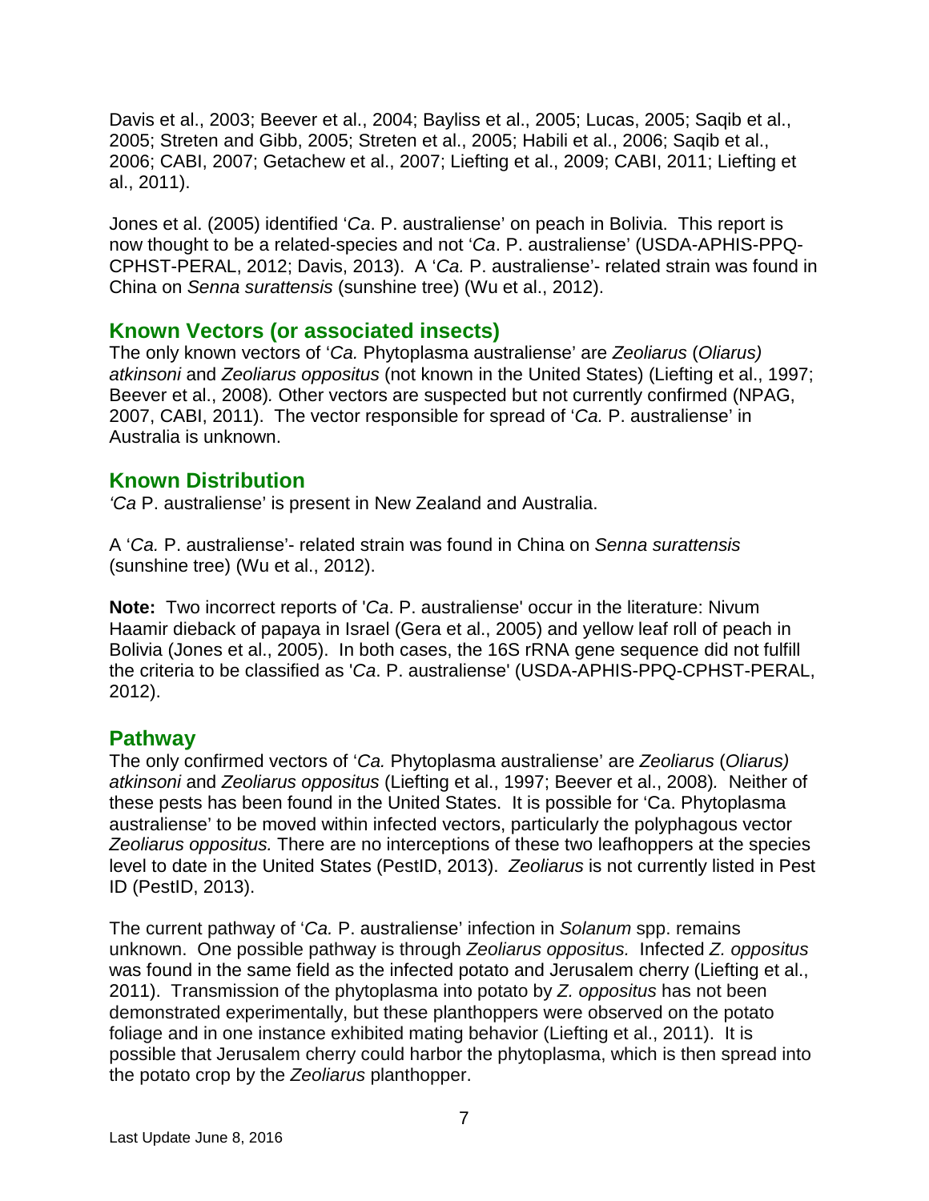Davis et al., 2003; Beever et al., 2004; Bayliss et al., 2005; Lucas, 2005; Saqib et al., 2005; Streten and Gibb, 2005; Streten et al., 2005; Habili et al., 2006; Saqib et al., 2006; CABI, 2007; Getachew et al., 2007; Liefting et al., 2009; CABI, 2011; Liefting et al., 2011).

Jones et al. (2005) identified '*Ca*. P. australiense' on peach in Bolivia. This report is now thought to be a related-species and not '*Ca*. P. australiense' (USDA-APHIS-PPQ-CPHST-PERAL, 2012; Davis, 2013). A '*Ca.* P. australiense'- related strain was found in China on *Senna surattensis* (sunshine tree) (Wu et al., 2012).

## Known Vectors (or associated insects)

The only known vectors of '*Ca.* Phytoplasma australiense' are *Zeoliarus* (*Oliarus) atkinsoni* and *Zeoliarus oppositus* (not known in the United States) (Liefting et al., 1997; Beever et al., 2008)*.* Other vectors are suspected but not currently confirmed (NPAG, 2007, CABI, 2011). The vector responsible for spread of '*Ca.* P. australiense' in Australia is unknown.

## Known Distribution

*'Ca* P. australiense' is present in New Zealand and Australia.

A '*Ca.* P. australiense'- related strain was found in China on *Senna surattensis* (sunshine tree) (Wu et al., 2012).

**Note:** Two incorrect reports of '*Ca*. P. australiense' occur in the literature: Nivum Haamir dieback of papaya in Israel (Gera et al., 2005) and yellow leaf roll of peach in Bolivia (Jones et al., 2005). In both cases, the 16S rRNA gene sequence did not fulfill the criteria to be classified as '*Ca*. P. australiense' (USDA-APHIS-PPQ-CPHST-PERAL, 2012).

## Pathway

The only confirmed vectors of '*Ca.* Phytoplasma australiense' are *Zeoliarus* (*Oliarus) atkinsoni* and *Zeoliarus oppositus* (Liefting et al., 1997; Beever et al., 2008)*.* Neither of these pests has been found in the United States. It is possible for 'Ca. Phytoplasma australiense' to be moved within infected vectors, particularly the polyphagous vector *Zeoliarus oppositus.* There are no interceptions of these two leafhoppers at the species level to date in the United States (PestID, 2013). *Zeoliarus* is not currently listed in Pest ID (PestID, 2013).

The current pathway of '*Ca.* P. australiense' infection in *Solanum* spp. remains unknown. One possible pathway is through *Zeoliarus oppositus.* Infected *Z. oppositus* was found in the same field as the infected potato and Jerusalem cherry (Liefting et al., 2011). Transmission of the phytoplasma into potato by *Z. oppositus* has not been demonstrated experimentally, but these planthoppers were observed on the potato foliage and in one instance exhibited mating behavior (Liefting et al., 2011). It is possible that Jerusalem cherry could harbor the phytoplasma, which is then spread into the potato crop by the *Zeoliarus* planthopper.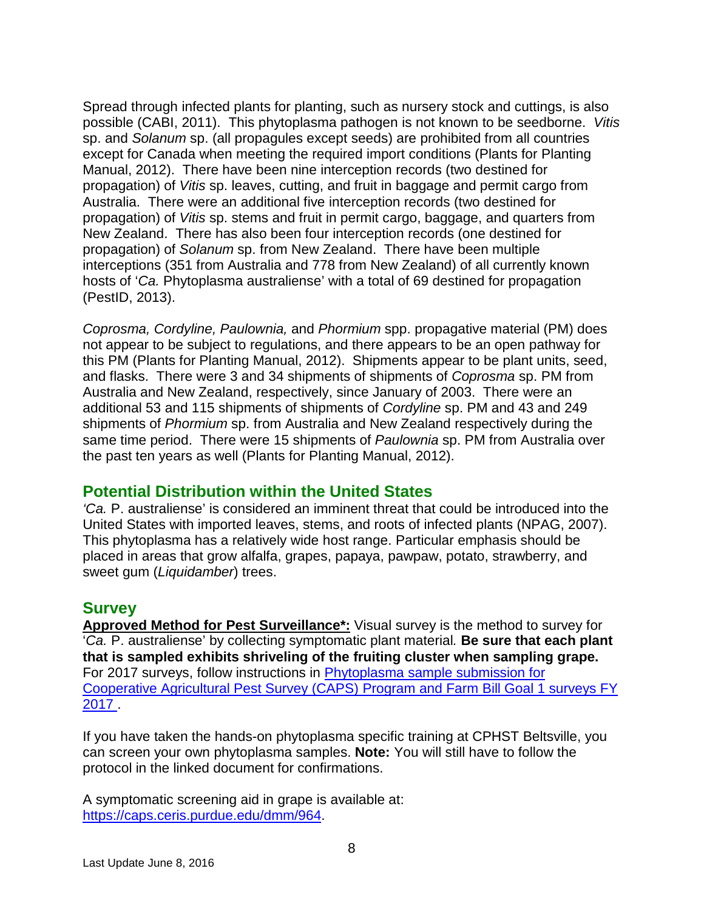Spread through infected plants for planting, such as nursery stock and cuttings, is also possible (CABI, 2011). This phytoplasma pathogen is not known to be seedborne. *Vitis* sp. and *Solanum* sp. (all propagules except seeds) are prohibited from all countries except for Canada when meeting the required import conditions (Plants for Planting Manual, 2012). There have been nine interception records (two destined for propagation) of *Vitis* sp. leaves, cutting, and fruit in baggage and permit cargo from Australia. There were an additional five interception records (two destined for propagation) of *Vitis* sp. stems and fruit in permit cargo, baggage, and quarters from New Zealand. There has also been four interception records (one destined for propagation) of *Solanum* sp. from New Zealand. There have been multiple interceptions (351 from Australia and 778 from New Zealand) of all currently known hosts of '*Ca.* Phytoplasma australiense' with a total of 69 destined for propagation (PestID, 2013).

*Coprosma, Cordyline, Paulownia,* and *Phormium* spp. propagative material (PM) does not appear to be subject to regulations, and there appears to be an open pathway for this PM (Plants for Planting Manual, 2012). Shipments appear to be plant units, seed, and flasks. There were 3 and 34 shipments of shipments of *Coprosma* sp. PM from Australia and New Zealand, respectively, since January of 2003. There were an additional 53 and 115 shipments of shipments of *Cordyline* sp. PM and 43 and 249 shipments of *Phormium* sp. from Australia and New Zealand respectively during the same time period. There were 15 shipments of *Paulownia* sp. PM from Australia over the past ten years as well (Plants for Planting Manual, 2012).

## Potential Distribution within the United States

*'Ca.* P. australiense' is considered an imminent threat that could be introduced into the United States with imported leaves, stems, and roots of infected plants (NPAG, 2007). This phytoplasma has a relatively wide host range. Particular emphasis should be placed in areas that grow alfalfa, grapes, papaya, pawpaw, potato, strawberry, and sweet gum (*Liquidamber*) trees.

## Survey

**Approved Method for Pest Surveillance*:** Visual survey is the method to survey for '*Ca.* P. australiense' by collecting symptomatic plant material. **Be sure that each plant that is sampled exhibits shriveling of the fruiting cluster when sampling grape.** For 2017 surveys, follow instructions in [Phytoplasma sample submission for Cooperative Agricultural Pest Survey (CAPS) Program and Farm Bill Goal 1 surveys FY 2017](). 

If you have taken the hands-on phytoplasma specific training at CPHST Beltsville, you can screen your own phytoplasma samples. **Note:** You will still have to follow the protocol in the linked document for confirmations.

A symptomatic screening aid in grape is available at: https://caps.ceris.purdue.edu/dmm/964.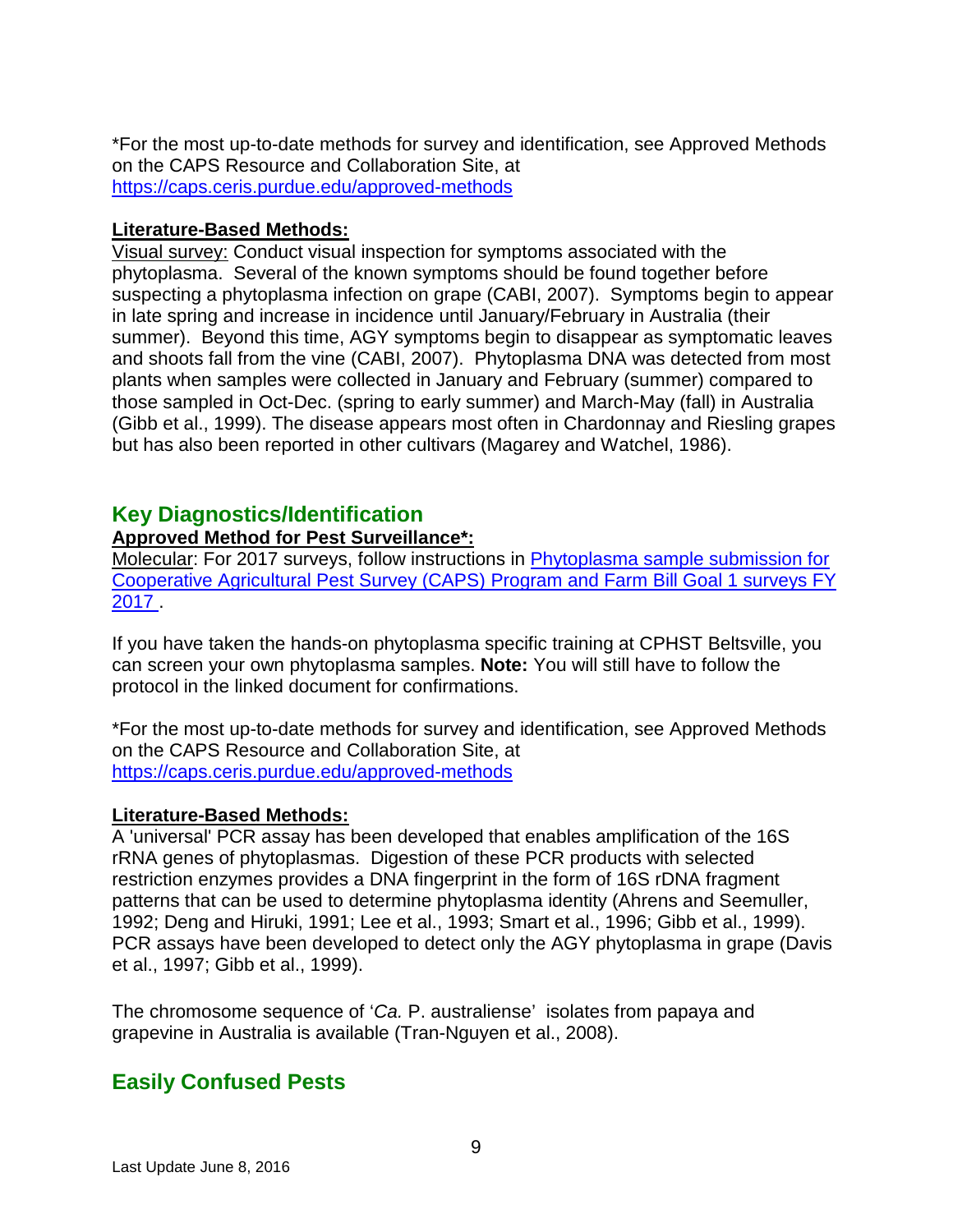*For the most up-to-date methods for survey and identification, see Approved Methods on the CAPS Resource and Collaboration Site, at https://caps.ceris.purdue.edu/approved-methods

**Literature-Based Methods:**

Visual survey: Conduct visual inspection for symptoms associated with the phytoplasma. Several of the known symptoms should be found together before suspecting a phytoplasma infection on grape (CABI, 2007). Symptoms begin to appear in late spring and increase in incidence until January/February in Australia (their summer). Beyond this time, AGY symptoms begin to disappear as symptomatic leaves and shoots fall from the vine (CABI, 2007). Phytoplasma DNA was detected from most plants when samples were collected in January and February (summer) compared to those sampled in Oct-Dec. (spring to early summer) and March-May (fall) in Australia (Gibb et al., 1999). The disease appears most often in Chardonnay and Riesling grapes but has also been reported in other cultivars (Magarey and Watchel, 1986).

## Key Diagnostics/Identification

**Approved Method for Pest Surveillance*:**

Molecular: For 2017 surveys, follow instructions in Phytoplasma sample submission for Cooperative Agricultural Pest Survey (CAPS) Program and Farm Bill Goal 1 surveys FY 2017 .

If you have taken the hands-on phytoplasma specific training at CPHST Beltsville, you can screen your own phytoplasma samples. **Note:** You will still have to follow the protocol in the linked document for confirmations.

*For the most up-to-date methods for survey and identification, see Approved Methods on the CAPS Resource and Collaboration Site, at https://caps.ceris.purdue.edu/approved-methods

**Literature-Based Methods:**

A 'universal' PCR assay has been developed that enables amplification of the 16S rRNA genes of phytoplasmas. Digestion of these PCR products with selected restriction enzymes provides a DNA fingerprint in the form of 16S rDNA fragment patterns that can be used to determine phytoplasma identity (Ahrens and Seemuller, 1992; Deng and Hiruki, 1991; Lee et al., 1993; Smart et al., 1996; Gibb et al., 1999). PCR assays have been developed to detect only the AGY phytoplasma in grape (Davis et al., 1997; Gibb et al., 1999).

The chromosome sequence of '*Ca.* P. australiense' isolates from papaya and grapevine in Australia is available (Tran-Nguyen et al., 2008).

## Easily Confused Pests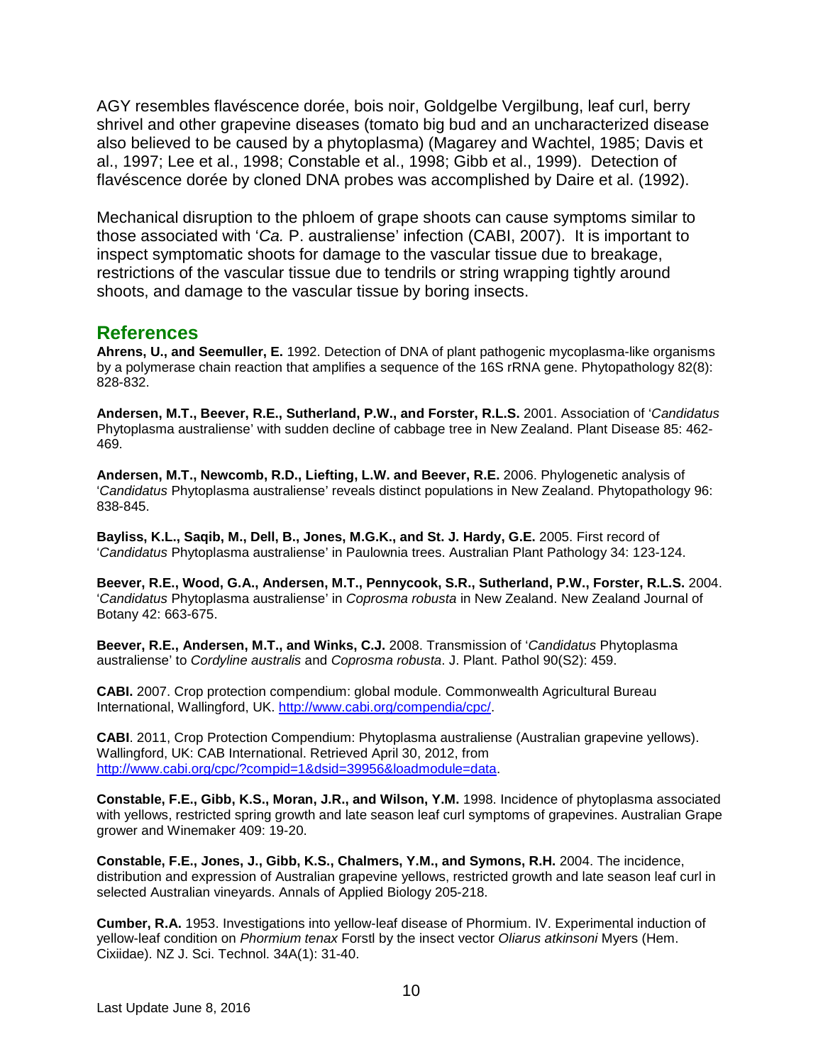AGY resembles flavéscence dorée, bois noir, Goldgelbe Vergilbung, leaf curl, berry shrivel and other grapevine diseases (tomato big bud and an uncharacterized disease also believed to be caused by a phytoplasma) (Magarey and Wachtel, 1985; Davis et al., 1997; Lee et al., 1998; Constable et al., 1998; Gibb et al., 1999). Detection of flavéscence dorée by cloned DNA probes was accomplished by Daire et al. (1992).

Mechanical disruption to the phloem of grape shoots can cause symptoms similar to those associated with '*Ca.* P. australiense' infection (CABI, 2007). It is important to inspect symptomatic shoots for damage to the vascular tissue due to breakage, restrictions of the vascular tissue due to tendrils or string wrapping tightly around shoots, and damage to the vascular tissue by boring insects.

## References

**Ahrens, U., and Seemuller, E.** 1992. Detection of DNA of plant pathogenic mycoplasma-like organisms by a polymerase chain reaction that amplifies a sequence of the 16S rRNA gene. Phytopathology 82(8): 828-832.

**Andersen, M.T., Beever, R.E., Sutherland, P.W., and Forster, R.L.S.** 2001. Association of '*Candidatus* Phytoplasma australiense' with sudden decline of cabbage tree in New Zealand. Plant Disease 85: 462-469.

**Andersen, M.T., Newcomb, R.D., Liefting, L.W. and Beever, R.E.** 2006. Phylogenetic analysis of '*Candidatus* Phytoplasma australiense' reveals distinct populations in New Zealand. Phytopathology 96: 838-845.

**Bayliss, K.L., Saqib, M., Dell, B., Jones, M.G.K., and St. J. Hardy, G.E.** 2005. First record of '*Candidatus* Phytoplasma australiense' in Paulownia trees. Australian Plant Pathology 34: 123-124.

**Beever, R.E., Wood, G.A., Andersen, M.T., Pennycook, S.R., Sutherland, P.W., Forster, R.L.S.** 2004. '*Candidatus* Phytoplasma australiense' in *Coprosma robusta* in New Zealand. New Zealand Journal of Botany 42: 663-675.

**Beever, R.E., Andersen, M.T., and Winks, C.J.** 2008. Transmission of '*Candidatus* Phytoplasma australiense' to *Cordyline australis* and *Coprosma robusta*. J. Plant. Pathol 90(S2): 459.

**CABI.** 2007. Crop protection compendium: global module. Commonwealth Agricultural Bureau International, Wallingford, UK. http://www.cabi.org/compendia/cpc/.

**CABI**. 2011, Crop Protection Compendium: Phytoplasma australiense (Australian grapevine yellows). Wallingford, UK: CAB International. Retrieved April 30, 2012, from http://www.cabi.org/cpc/?compid=1&dsid=39956&loadmodule=data.

**Constable, F.E., Gibb, K.S., Moran, J.R., and Wilson, Y.M.** 1998. Incidence of phytoplasma associated with yellows, restricted spring growth and late season leaf curl symptoms of grapevines. Australian Grape grower and Winemaker 409: 19-20.

**Constable, F.E., Jones, J., Gibb, K.S., Chalmers, Y.M., and Symons, R.H.** 2004. The incidence, distribution and expression of Australian grapevine yellows, restricted growth and late season leaf curl in selected Australian vineyards. Annals of Applied Biology 205-218.

**Cumber, R.A.** 1953. Investigations into yellow-leaf disease of Phormium. IV. Experimental induction of yellow-leaf condition on *Phormium tenax* Forstl by the insect vector *Oliarus atkinsoni* Myers (Hem. Cixiidae). NZ J. Sci. Technol. 34A(1): 31-40.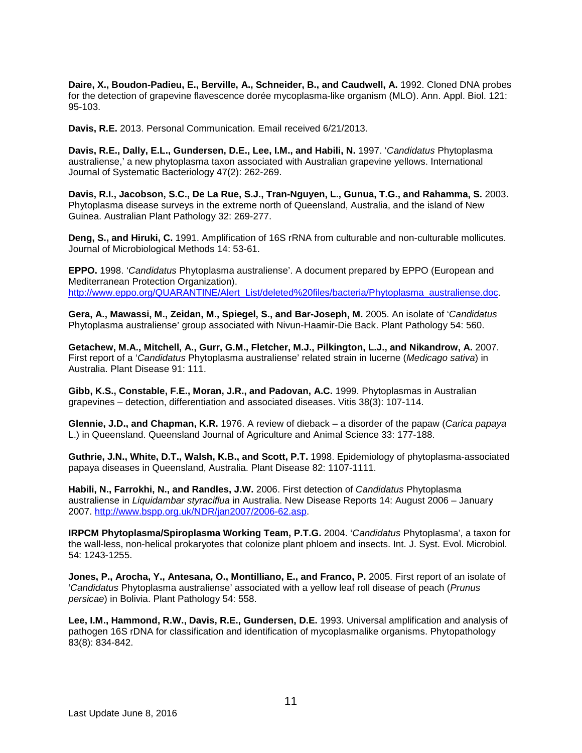**Daire, X., Boudon-Padieu, E., Berville, A., Schneider, B., and Caudwell, A.** 1992. Cloned DNA probes for the detection of grapevine flavescence dorée mycoplasma-like organism (MLO). Ann. Appl. Biol. 121: 95-103.

**Davis, R.E.** 2013. Personal Communication. Email received 6/21/2013.

**Davis, R.E., Dally, E.L., Gundersen, D.E., Lee, I.M., and Habili, N.** 1997. '*Candidatus* Phytoplasma australiense,' a new phytoplasma taxon associated with Australian grapevine yellows. International Journal of Systematic Bacteriology 47(2): 262-269.

**Davis, R.I., Jacobson, S.C., De La Rue, S.J., Tran-Nguyen, L., Gunua, T.G., and Rahamma, S.** 2003. Phytoplasma disease surveys in the extreme north of Queensland, Australia, and the island of New Guinea. Australian Plant Pathology 32: 269-277.

**Deng, S., and Hiruki, C.** 1991. Amplification of 16S rRNA from culturable and non-culturable mollicutes. Journal of Microbiological Methods 14: 53-61.

**EPPO.** 1998. '*Candidatus* Phytoplasma australiense'. A document prepared by EPPO (European and Mediterranean Protection Organization). http://www.eppo.org/QUARANTINE/Alert_List/deleted%20files/bacteria/Phytoplasma_australiense.doc.

**Gera, A., Mawassi, M., Zeidan, M., Spiegel, S., and Bar-Joseph, M.** 2005. An isolate of '*Candidatus* Phytoplasma australiense' group associated with Nivun-Haamir-Die Back. Plant Pathology 54: 560.

**Getachew, M.A., Mitchell, A., Gurr, G.M., Fletcher, M.J., Pilkington, L.J., and Nikandrow, A.** 2007. First report of a '*Candidatus* Phytoplasma australiense' related strain in lucerne (*Medicago sativa*) in Australia. Plant Disease 91: 111.

**Gibb, K.S., Constable, F.E., Moran, J.R., and Padovan, A.C.** 1999. Phytoplasmas in Australian grapevines – detection, differentiation and associated diseases. Vitis 38(3): 107-114.

**Glennie, J.D., and Chapman, K.R.** 1976. A review of dieback – a disorder of the papaw (*Carica papaya* L.) in Queensland. Queensland Journal of Agriculture and Animal Science 33: 177-188.

**Guthrie, J.N., White, D.T., Walsh, K.B., and Scott, P.T.** 1998. Epidemiology of phytoplasma-associated papaya diseases in Queensland, Australia. Plant Disease 82: 1107-1111.

**Habili, N., Farrokhi, N., and Randles, J.W.** 2006. First detection of *Candidatus* Phytoplasma australiense in *Liquidambar styraciflua* in Australia. New Disease Reports 14: August 2006 – January 2007. http://www.bspp.org.uk/NDR/jan2007/2006-62.asp.

**IRPCM Phytoplasma/Spiroplasma Working Team, P.T.G.** 2004. '*Candidatus* Phytoplasma', a taxon for the wall-less, non-helical prokaryotes that colonize plant phloem and insects. Int. J. Syst. Evol. Microbiol. 54: 1243-1255.

**Jones, P., Arocha, Y., Antesana, O., Montilliano, E., and Franco, P.** 2005. First report of an isolate of '*Candidatus* Phytoplasma australiense' associated with a yellow leaf roll disease of peach (*Prunus persicae*) in Bolivia. Plant Pathology 54: 558.

**Lee, I.M., Hammond, R.W., Davis, R.E., Gundersen, D.E.** 1993. Universal amplification and analysis of pathogen 16S rDNA for classification and identification of mycoplasmalike organisms. Phytopathology 83(8): 834-842.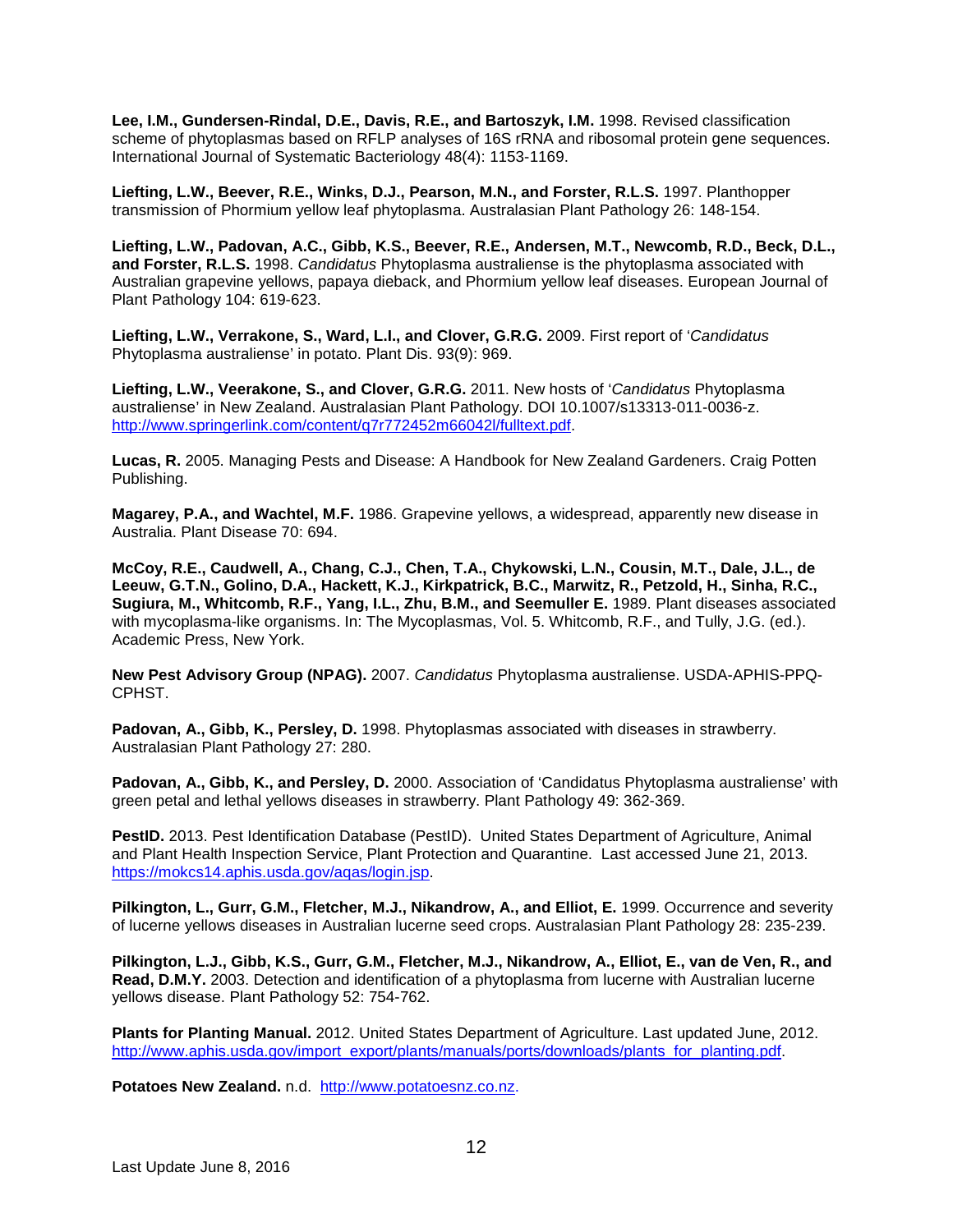**Lee, I.M., Gundersen-Rindal, D.E., Davis, R.E., and Bartoszyk, I.M.** 1998. Revised classification scheme of phytoplasmas based on RFLP analyses of 16S rRNA and ribosomal protein gene sequences. International Journal of Systematic Bacteriology 48(4): 1153-1169.

**Liefting, L.W., Beever, R.E., Winks, D.J., Pearson, M.N., and Forster, R.L.S.** 1997. Planthopper transmission of Phormium yellow leaf phytoplasma. Australasian Plant Pathology 26: 148-154.

**Liefting, L.W., Padovan, A.C., Gibb, K.S., Beever, R.E., Andersen, M.T., Newcomb, R.D., Beck, D.L., and Forster, R.L.S.** 1998. *Candidatus* Phytoplasma australiense is the phytoplasma associated with Australian grapevine yellows, papaya dieback, and Phormium yellow leaf diseases. European Journal of Plant Pathology 104: 619-623.

**Liefting, L.W., Verrakone, S., Ward, L.I., and Clover, G.R.G.** 2009. First report of '*Candidatus* Phytoplasma australiense' in potato. Plant Dis. 93(9): 969.

**Liefting, L.W., Veerakone, S., and Clover, G.R.G.** 2011. New hosts of '*Candidatus* Phytoplasma australiense' in New Zealand. Australasian Plant Pathology. DOI 10.1007/s13313-011-0036-z. http://www.springerlink.com/content/q7r772452m66042l/fulltext.pdf.

**Lucas, R.** 2005. Managing Pests and Disease: A Handbook for New Zealand Gardeners. Craig Potten Publishing.

**Magarey, P.A., and Wachtel, M.F.** 1986. Grapevine yellows, a widespread, apparently new disease in Australia. Plant Disease 70: 694.

**McCoy, R.E., Caudwell, A., Chang, C.J., Chen, T.A., Chykowski, L.N., Cousin, M.T., Dale, J.L., de Leeuw, G.T.N., Golino, D.A., Hackett, K.J., Kirkpatrick, B.C., Marwitz, R., Petzold, H., Sinha, R.C., Sugiura, M., Whitcomb, R.F., Yang, I.L., Zhu, B.M., and Seemuller E.** 1989. Plant diseases associated with mycoplasma-like organisms. In: The Mycoplasmas, Vol. 5. Whitcomb, R.F., and Tully, J.G. (ed.). Academic Press, New York.

**New Pest Advisory Group (NPAG).** 2007. *Candidatus* Phytoplasma australiense. USDA-APHIS-PPQ-CPHST.

**Padovan, A., Gibb, K., Persley, D.** 1998. Phytoplasmas associated with diseases in strawberry. Australasian Plant Pathology 27: 280.

**Padovan, A., Gibb, K., and Persley, D.** 2000. Association of 'Candidatus Phytoplasma australiense' with green petal and lethal yellows diseases in strawberry. Plant Pathology 49: 362-369.

**PestID.** 2013. Pest Identification Database (PestID). United States Department of Agriculture, Animal and Plant Health Inspection Service, Plant Protection and Quarantine. Last accessed June 21, 2013. https://mokcs14.aphis.usda.gov/aqas/login.jsp.

**Pilkington, L., Gurr, G.M., Fletcher, M.J., Nikandrow, A., and Elliot, E.** 1999. Occurrence and severity of lucerne yellows diseases in Australian lucerne seed crops. Australasian Plant Pathology 28: 235-239.

**Pilkington, L.J., Gibb, K.S., Gurr, G.M., Fletcher, M.J., Nikandrow, A., Elliot, E., van de Ven, R., and Read, D.M.Y.** 2003. Detection and identification of a phytoplasma from lucerne with Australian lucerne yellows disease. Plant Pathology 52: 754-762.

**Plants for Planting Manual.** 2012. United States Department of Agriculture. Last updated June, 2012. http://www.aphis.usda.gov/import_export/plants/manuals/ports/downloads/plants_for_planting.pdf.

**Potatoes New Zealand.** n.d. http://www.potatoesnz.co.nz.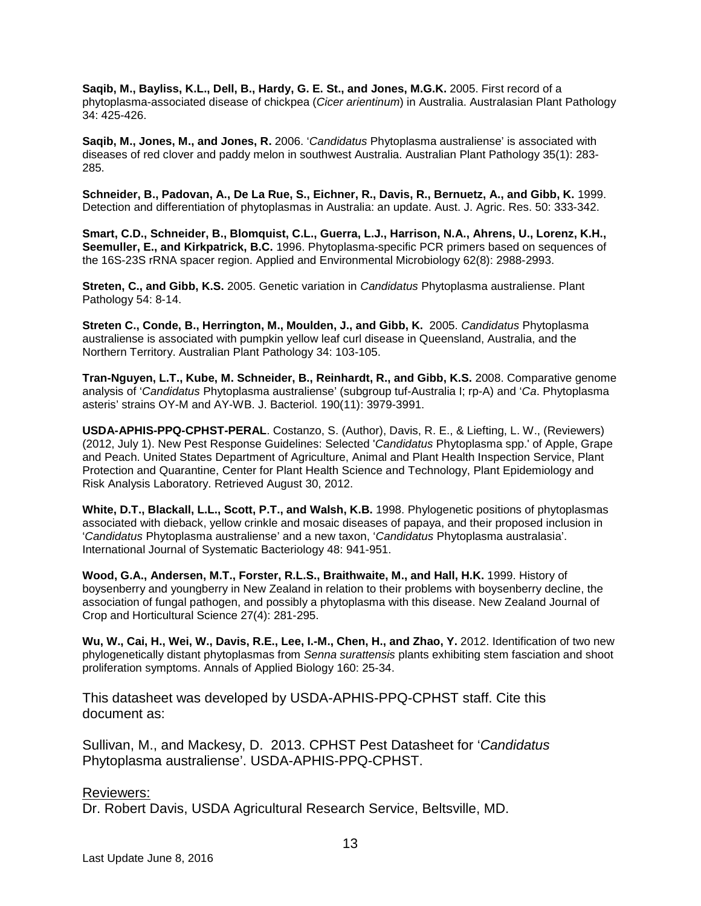**Saqib, M., Bayliss, K.L., Dell, B., Hardy, G. E. St., and Jones, M.G.K.** 2005. First record of a phytoplasma-associated disease of chickpea (*Cicer arientinum*) in Australia. Australasian Plant Pathology 34: 425-426.

**Saqib, M., Jones, M., and Jones, R.** 2006. '*Candidatus* Phytoplasma australiense' is associated with diseases of red clover and paddy melon in southwest Australia. Australian Plant Pathology 35(1): 283-285.

**Schneider, B., Padovan, A., De La Rue, S., Eichner, R., Davis, R., Bernuetz, A., and Gibb, K.** 1999. Detection and differentiation of phytoplasmas in Australia: an update. Aust. J. Agric. Res. 50: 333-342.

**Smart, C.D., Schneider, B., Blomquist, C.L., Guerra, L.J., Harrison, N.A., Ahrens, U., Lorenz, K.H., Seemuller, E., and Kirkpatrick, B.C.** 1996. Phytoplasma-specific PCR primers based on sequences of the 16S-23S rRNA spacer region. Applied and Environmental Microbiology 62(8): 2988-2993.

**Streten, C., and Gibb, K.S.** 2005. Genetic variation in *Candidatus* Phytoplasma australiense. Plant Pathology 54: 8-14.

**Streten C., Conde, B., Herrington, M., Moulden, J., and Gibb, K.** 2005. *Candidatus* Phytoplasma australiense is associated with pumpkin yellow leaf curl disease in Queensland, Australia, and the Northern Territory. Australian Plant Pathology 34: 103-105.

**Tran-Nguyen, L.T., Kube, M. Schneider, B., Reinhardt, R., and Gibb, K.S.** 2008. Comparative genome analysis of '*Candidatus* Phytoplasma australiense' (subgroup tuf-Australia I; rp-A) and '*Ca*. Phytoplasma asteris' strains OY-M and AY-WB. J. Bacteriol. 190(11): 3979-3991.

**USDA-APHIS-PPQ-CPHST-PERAL**. Costanzo, S. (Author), Davis, R. E., & Liefting, L. W., (Reviewers) (2012, July 1). New Pest Response Guidelines: Selected '*Candidatus* Phytoplasma spp.' of Apple, Grape and Peach. United States Department of Agriculture, Animal and Plant Health Inspection Service, Plant Protection and Quarantine, Center for Plant Health Science and Technology, Plant Epidemiology and Risk Analysis Laboratory. Retrieved August 30, 2012.

**White, D.T., Blackall, L.L., Scott, P.T., and Walsh, K.B.** 1998. Phylogenetic positions of phytoplasmas associated with dieback, yellow crinkle and mosaic diseases of papaya, and their proposed inclusion in '*Candidatus* Phytoplasma australiense' and a new taxon, '*Candidatus* Phytoplasma australasia'. International Journal of Systematic Bacteriology 48: 941-951.

**Wood, G.A., Andersen, M.T., Forster, R.L.S., Braithwaite, M., and Hall, H.K.** 1999. History of boysenberry and youngberry in New Zealand in relation to their problems with boysenberry decline, the association of fungal pathogen, and possibly a phytoplasma with this disease. New Zealand Journal of Crop and Horticultural Science 27(4): 281-295.

**Wu, W., Cai, H., Wei, W., Davis, R.E., Lee, I.-M., Chen, H., and Zhao, Y.** 2012. Identification of two new phylogenetically distant phytoplasmas from *Senna surattensis* plants exhibiting stem fasciation and shoot proliferation symptoms. Annals of Applied Biology 160: 25-34.

This datasheet was developed by USDA-APHIS-PPQ-CPHST staff. Cite this document as:

Sullivan, M., and Mackesy, D. 2013. CPHST Pest Datasheet for '*Candidatus* Phytoplasma australiense'. USDA-APHIS-PPQ-CPHST.

Reviewers:
Dr. Robert Davis, USDA Agricultural Research Service, Beltsville, MD.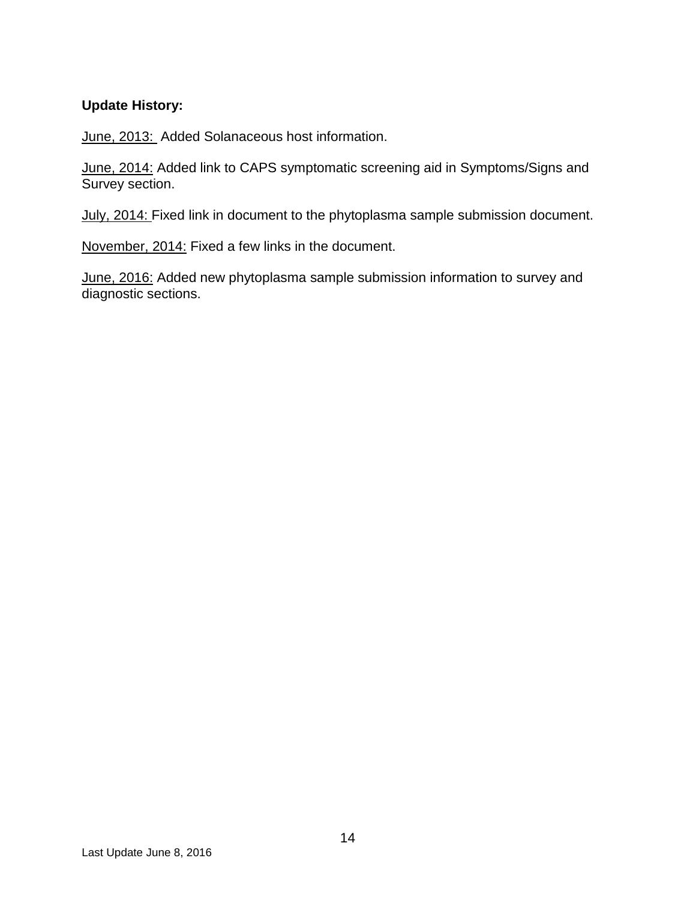**Update History:**

June, 2013: Added Solanaceous host information.

June, 2014: Added link to CAPS symptomatic screening aid in Symptoms/Signs and Survey section.

July, 2014: Fixed link in document to the phytoplasma sample submission document.

November, 2014: Fixed a few links in the document.

June, 2016: Added new phytoplasma sample submission information to survey and diagnostic sections.